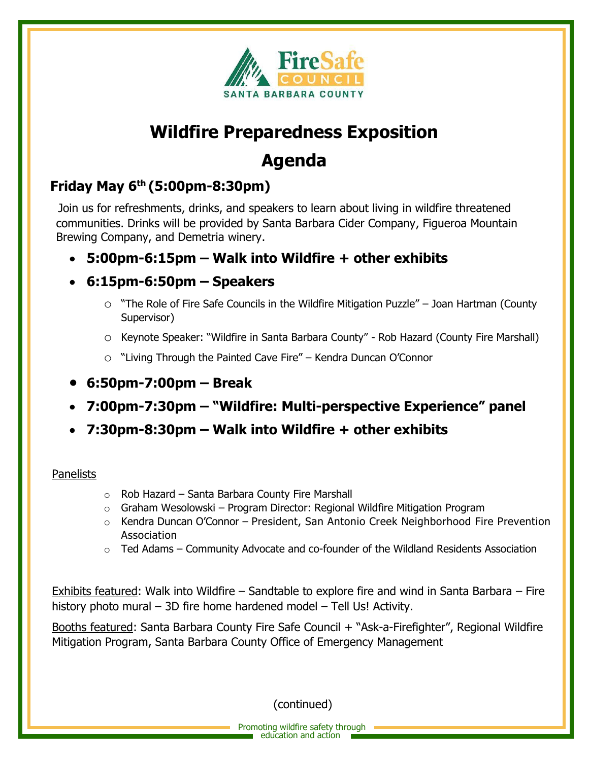FireSafe COUNCIL SANTA BARBARA COUNTY

# Wildfire Preparedness Exposition

# Agenda

## Friday May 6th (5:00pm-8:30pm)

Join us for refreshments, drinks, and speakers to learn about living in wildfire threatened communities. Drinks will be provided by Santa Barbara Cider Company, Figueroa Mountain Brewing Company, and Demetria winery.

- **5:00pm-6:15pm – Walk into Wildfire + other exhibits**
- **6:15pm-6:50pm – Speakers**
  - "The Role of Fire Safe Councils in the Wildfire Mitigation Puzzle" – Joan Hartman (County Supervisor)
  - Keynote Speaker: "Wildfire in Santa Barbara County" - Rob Hazard (County Fire Marshall)
  - "Living Through the Painted Cave Fire" – Kendra Duncan O'Connor
- **6:50pm-7:00pm – Break**
- **7:00pm-7:30pm – "Wildfire: Multi-perspective Experience" panel**
- **7:30pm-8:30pm – Walk into Wildfire + other exhibits**

Panelists

- Rob Hazard – Santa Barbara County Fire Marshall
- Graham Wesolowski – Program Director: Regional Wildfire Mitigation Program
- Kendra Duncan O'Connor – President, San Antonio Creek Neighborhood Fire Prevention Association
- Ted Adams – Community Advocate and co-founder of the Wildland Residents Association

Exhibits featured: Walk into Wildfire – Sandtable to explore fire and wind in Santa Barbara – Fire history photo mural – 3D fire home hardened model – Tell Us! Activity.

Booths featured: Santa Barbara County Fire Safe Council + "Ask-a-Firefighter", Regional Wildfire Mitigation Program, Santa Barbara County Office of Emergency Management

(continued)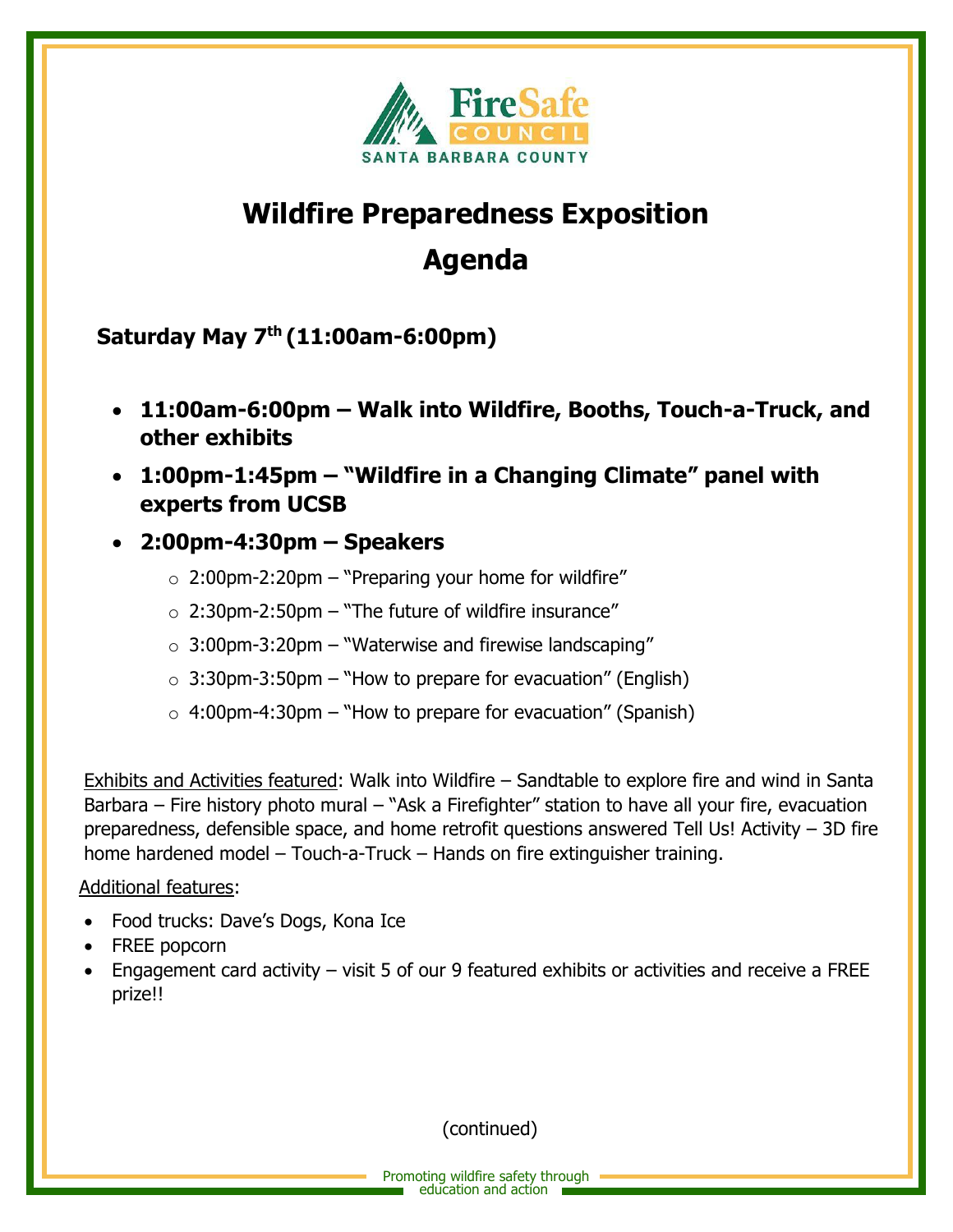FireSafe COUNCIL
SANTA BARBARA COUNTY

# Wildfire Preparedness Exposition

# Agenda

**Saturday May 7th (11:00am-6:00pm)**

- **11:00am-6:00pm – Walk into Wildfire, Booths, Touch-a-Truck, and other exhibits**
- **1:00pm-1:45pm – "Wildfire in a Changing Climate" panel with experts from UCSB**
- **2:00pm-4:30pm – Speakers**
  - 2:00pm-2:20pm – "Preparing your home for wildfire"
  - 2:30pm-2:50pm – "The future of wildfire insurance"
  - 3:00pm-3:20pm – "Waterwise and firewise landscaping"
  - 3:30pm-3:50pm – "How to prepare for evacuation" (English)
  - 4:00pm-4:30pm – "How to prepare for evacuation" (Spanish)

Exhibits and Activities featured: Walk into Wildfire – Sandtable to explore fire and wind in Santa Barbara – Fire history photo mural – "Ask a Firefighter" station to have all your fire, evacuation preparedness, defensible space, and home retrofit questions answered Tell Us! Activity – 3D fire home hardened model – Touch-a-Truck – Hands on fire extinguisher training.

Additional features:

- Food trucks: Dave's Dogs, Kona Ice
- FREE popcorn
- Engagement card activity – visit 5 of our 9 featured exhibits or activities and receive a FREE prize!!

(continued)

Promoting wildfire safety through education and action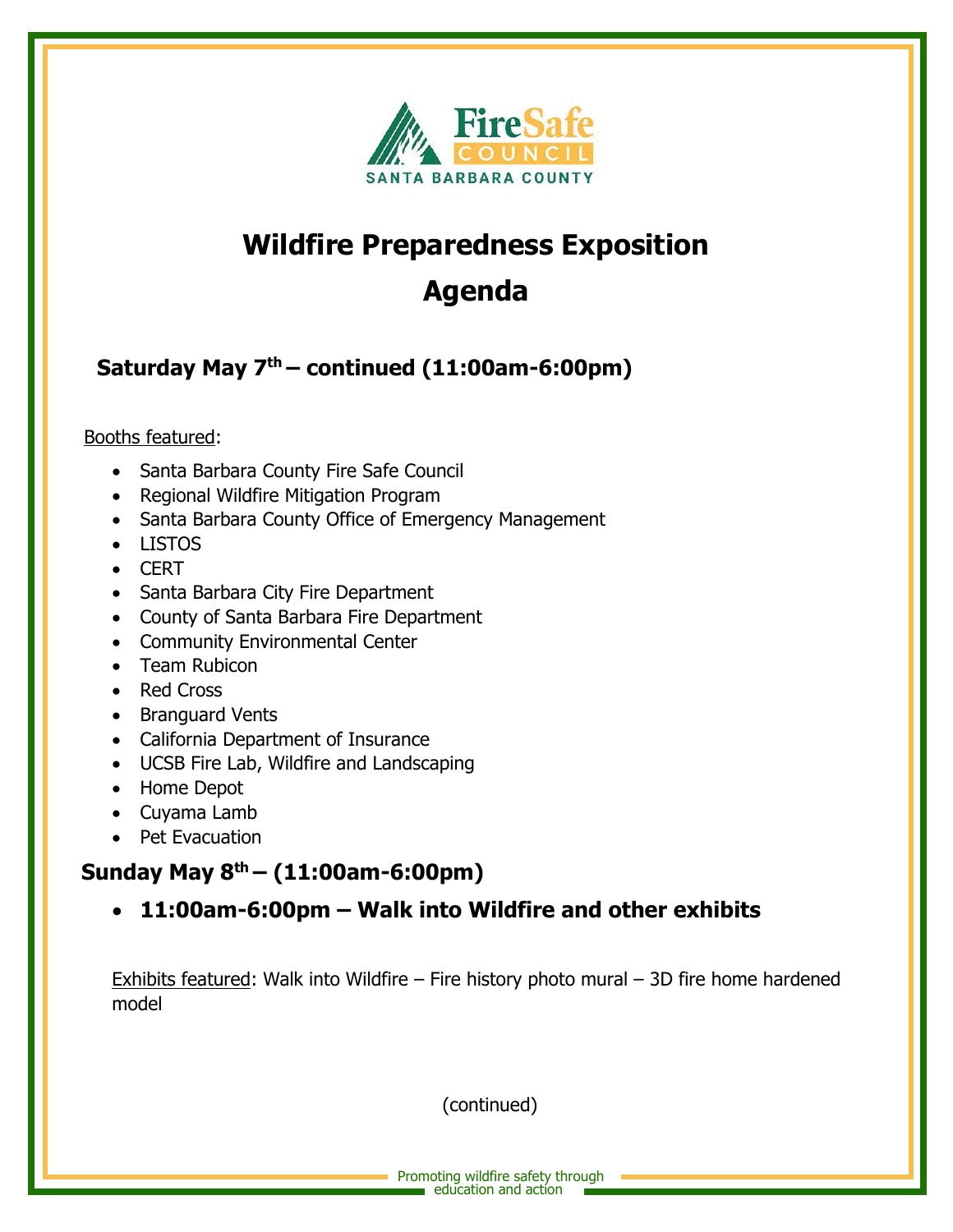# Wildfire Preparedness Exposition

# Agenda

## Saturday May 7th – continued (11:00am-6:00pm)

Booths featured:

- Santa Barbara County Fire Safe Council
- Regional Wildfire Mitigation Program
- Santa Barbara County Office of Emergency Management
- LISTOS
- CERT
- Santa Barbara City Fire Department
- County of Santa Barbara Fire Department
- Community Environmental Center
- Team Rubicon
- Red Cross
- Branguard Vents
- California Department of Insurance
- UCSB Fire Lab, Wildfire and Landscaping
- Home Depot
- Cuyama Lamb
- Pet Evacuation

## Sunday May 8th – (11:00am-6:00pm)

- **11:00am-6:00pm – Walk into Wildfire and other exhibits**

Exhibits featured: Walk into Wildfire – Fire history photo mural – 3D fire home hardened model

(continued)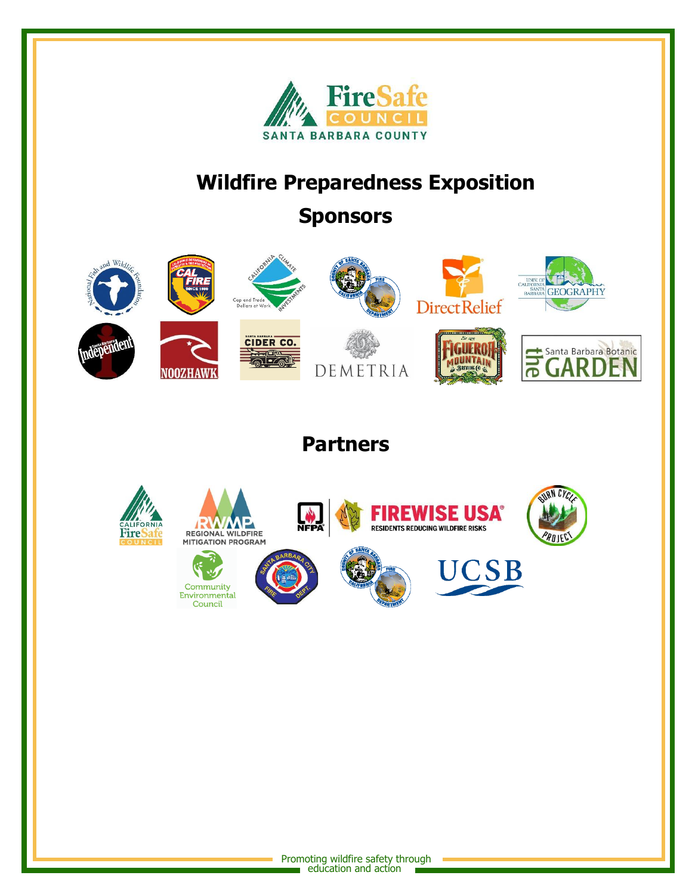# Wildfire Preparedness Exposition

## Sponsors

## Partners

Promoting wildfire safety through education and action